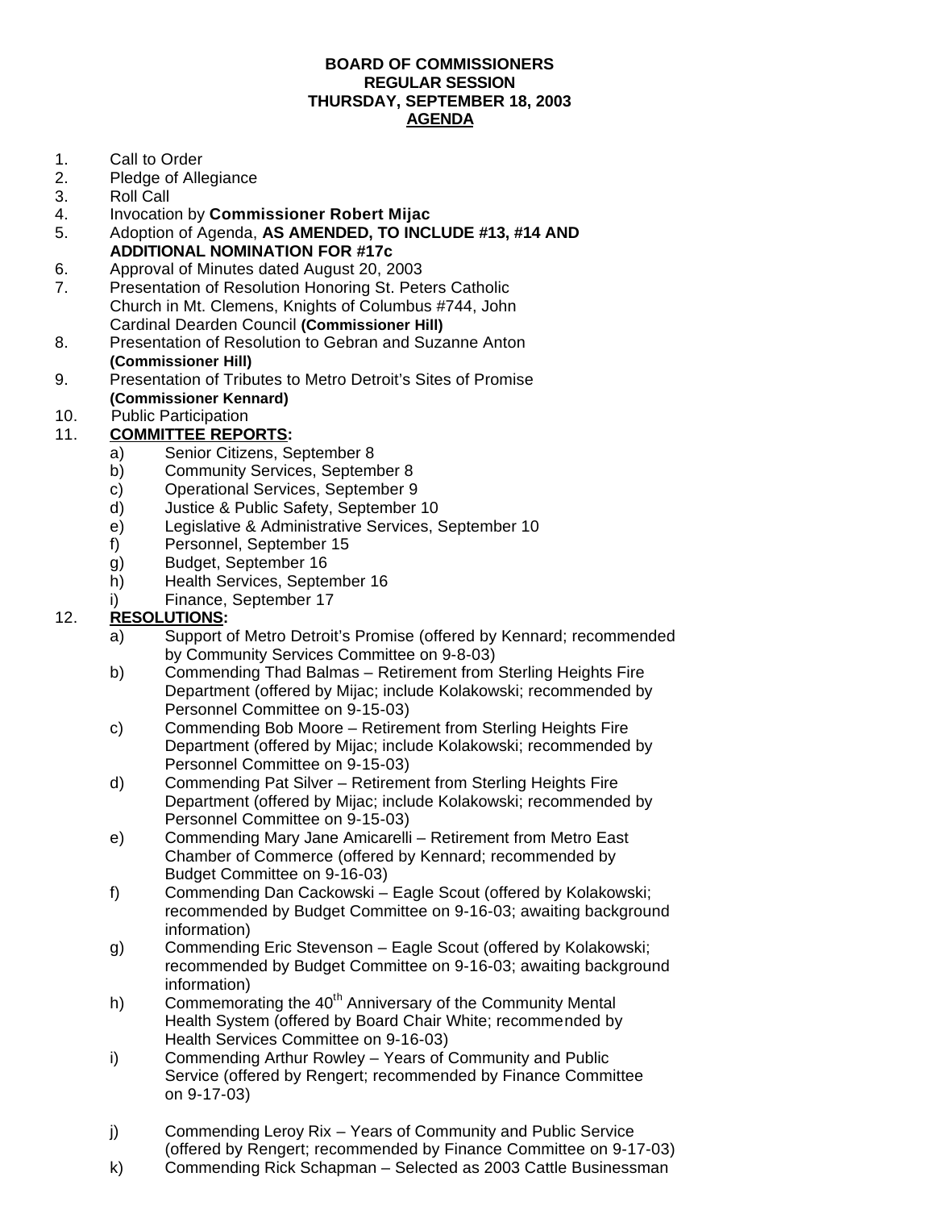**BOARD OF COMMISSIONERS**
**REGULAR SESSION**
**THURSDAY, SEPTEMBER 18, 2003**
**AGENDA**

1. Call to Order
2. Pledge of Allegiance
3. Roll Call
4. Invocation by **Commissioner Robert Mijac**
5. Adoption of Agenda, **AS AMENDED, TO INCLUDE #13, #14 AND ADDITIONAL NOMINATION FOR #17c**
6. Approval of Minutes dated August 20, 2003
7. Presentation of Resolution Honoring St. Peters Catholic Church in Mt. Clemens, Knights of Columbus #744, John Cardinal Dearden Council **(Commissioner Hill)**
8. Presentation of Resolution to Gebran and Suzanne Anton **(Commissioner Hill)**
9. Presentation of Tributes to Metro Detroit's Sites of Promise **(Commissioner Kennard)**
10. Public Participation
11. **COMMITTEE REPORTS:**
    a) Senior Citizens, September 8
    b) Community Services, September 8
    c) Operational Services, September 9
    d) Justice & Public Safety, September 10
    e) Legislative & Administrative Services, September 10
    f) Personnel, September 15
    g) Budget, September 16
    h) Health Services, September 16
    i) Finance, September 17
12. **RESOLUTIONS:**
    a) Support of Metro Detroit's Promise (offered by Kennard; recommended by Community Services Committee on 9-8-03)
    b) Commending Thad Balmas – Retirement from Sterling Heights Fire Department (offered by Mijac; include Kolakowski; recommended by Personnel Committee on 9-15-03)
    c) Commending Bob Moore – Retirement from Sterling Heights Fire Department (offered by Mijac; include Kolakowski; recommended by Personnel Committee on 9-15-03)
    d) Commending Pat Silver – Retirement from Sterling Heights Fire Department (offered by Mijac; include Kolakowski; recommended by Personnel Committee on 9-15-03)
    e) Commending Mary Jane Amicarelli – Retirement from Metro East Chamber of Commerce (offered by Kennard; recommended by Budget Committee on 9-16-03)
    f) Commending Dan Cackowski – Eagle Scout (offered by Kolakowski; recommended by Budget Committee on 9-16-03; awaiting background information)
    g) Commending Eric Stevenson – Eagle Scout (offered by Kolakowski; recommended by Budget Committee on 9-16-03; awaiting background information)
    h) Commemorating the 40th Anniversary of the Community Mental Health System (offered by Board Chair White; recommended by Health Services Committee on 9-16-03)
    i) Commending Arthur Rowley – Years of Community and Public Service (offered by Rengert; recommended by Finance Committee on 9-17-03)
    j) Commending Leroy Rix – Years of Community and Public Service (offered by Rengert; recommended by Finance Committee on 9-17-03)
    k) Commending Rick Schapman – Selected as 2003 Cattle Businessman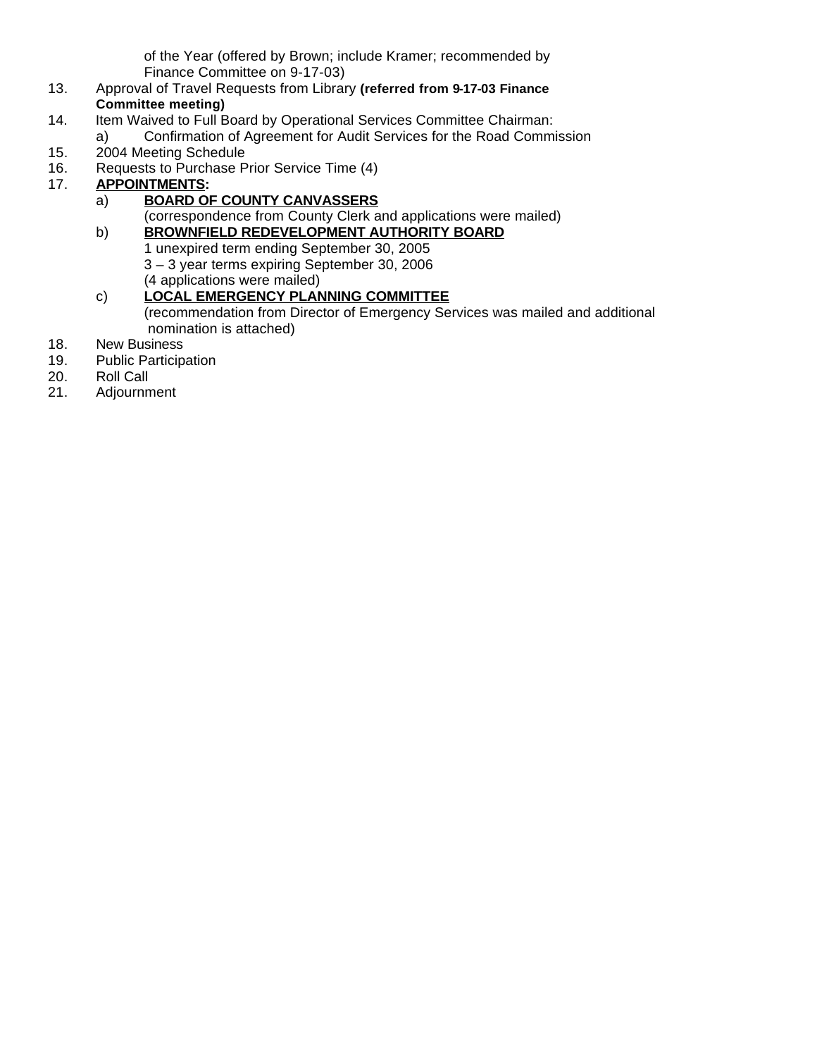of the Year (offered by Brown; include Kramer; recommended by Finance Committee on 9-17-03)

13. Approval of Travel Requests from Library **(referred from 9-17-03 Finance Committee meeting)**
14. Item Waived to Full Board by Operational Services Committee Chairman:
    a) Confirmation of Agreement for Audit Services for the Road Commission
15. 2004 Meeting Schedule
16. Requests to Purchase Prior Service Time (4)
17. **APPOINTMENTS:**
    a) **BOARD OF COUNTY CANVASSERS**
       (correspondence from County Clerk and applications were mailed)
    b) **BROWNFIELD REDEVELOPMENT AUTHORITY BOARD**
       1 unexpired term ending September 30, 2005
       3 – 3 year terms expiring September 30, 2006
       (4 applications were mailed)
    c) **LOCAL EMERGENCY PLANNING COMMITTEE**
       (recommendation from Director of Emergency Services was mailed and additional nomination is attached)
18. New Business
19. Public Participation
20. Roll Call
21. Adjournment